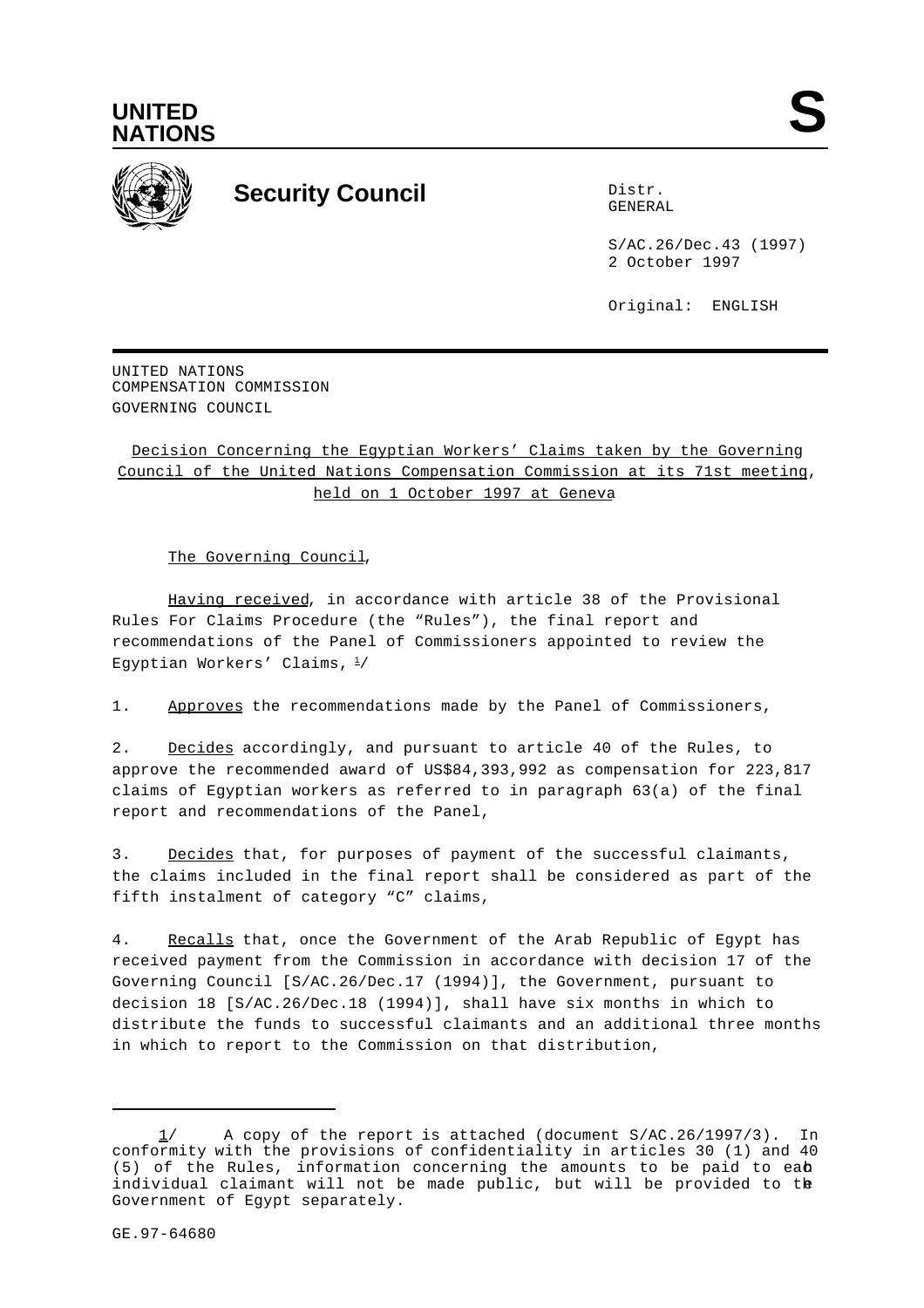UNITED NATIONS

S

Security Council

Distr.
GENERAL

S/AC.26/Dec.43 (1997)
2 October 1997

Original: ENGLISH

UNITED NATIONS
COMPENSATION COMMISSION
GOVERNING COUNCIL

Decision Concerning the Egyptian Workers' Claims taken by the Governing Council of the United Nations Compensation Commission at its 71st meeting, held on 1 October 1997 at Geneva

The Governing Council,

Having received, in accordance with article 38 of the Provisional Rules For Claims Procedure (the "Rules"), the final report and recommendations of the Panel of Commissioners appointed to review the Egyptian Workers' Claims, [1]/

1. Approves the recommendations made by the Panel of Commissioners,

2. Decides accordingly, and pursuant to article 40 of the Rules, to approve the recommended award of US$84,393,992 as compensation for 223,817 claims of Egyptian workers as referred to in paragraph 63(a) of the final report and recommendations of the Panel,

3. Decides that, for purposes of payment of the successful claimants, the claims included in the final report shall be considered as part of the fifth instalment of category "C" claims,

4. Recalls that, once the Government of the Arab Republic of Egypt has received payment from the Commission in accordance with decision 17 of the Governing Council [S/AC.26/Dec.17 (1994)], the Government, pursuant to decision 18 [S/AC.26/Dec.18 (1994)], shall have six months in which to distribute the funds to successful claimants and an additional three months in which to report to the Commission on that distribution,

---

1/ A copy of the report is attached (document S/AC.26/1997/3). In conformity with the provisions of confidentiality in articles 30 (1) and 40 (5) of the Rules, information concerning the amounts to be paid to each individual claimant will not be made public, but will be provided to the Government of Egypt separately.

GE.97-64680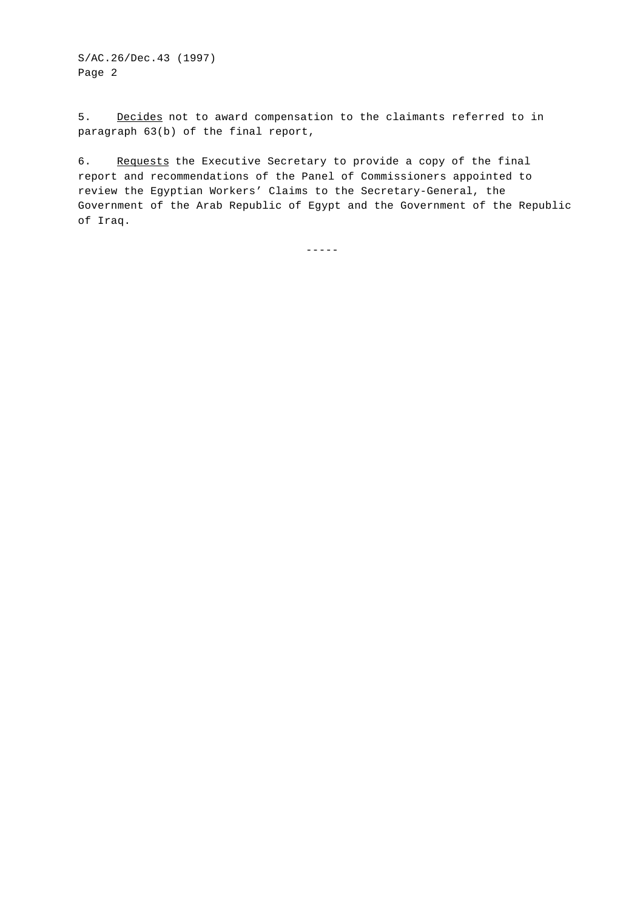5. *Decides* not to award compensation to the claimants referred to in paragraph 63(b) of the final report,

6. *Requests* the Executive Secretary to provide a copy of the final report and recommendations of the Panel of Commissioners appointed to review the Egyptian Workers' Claims to the Secretary-General, the Government of the Arab Republic of Egypt and the Government of the Republic of Iraq.

-----